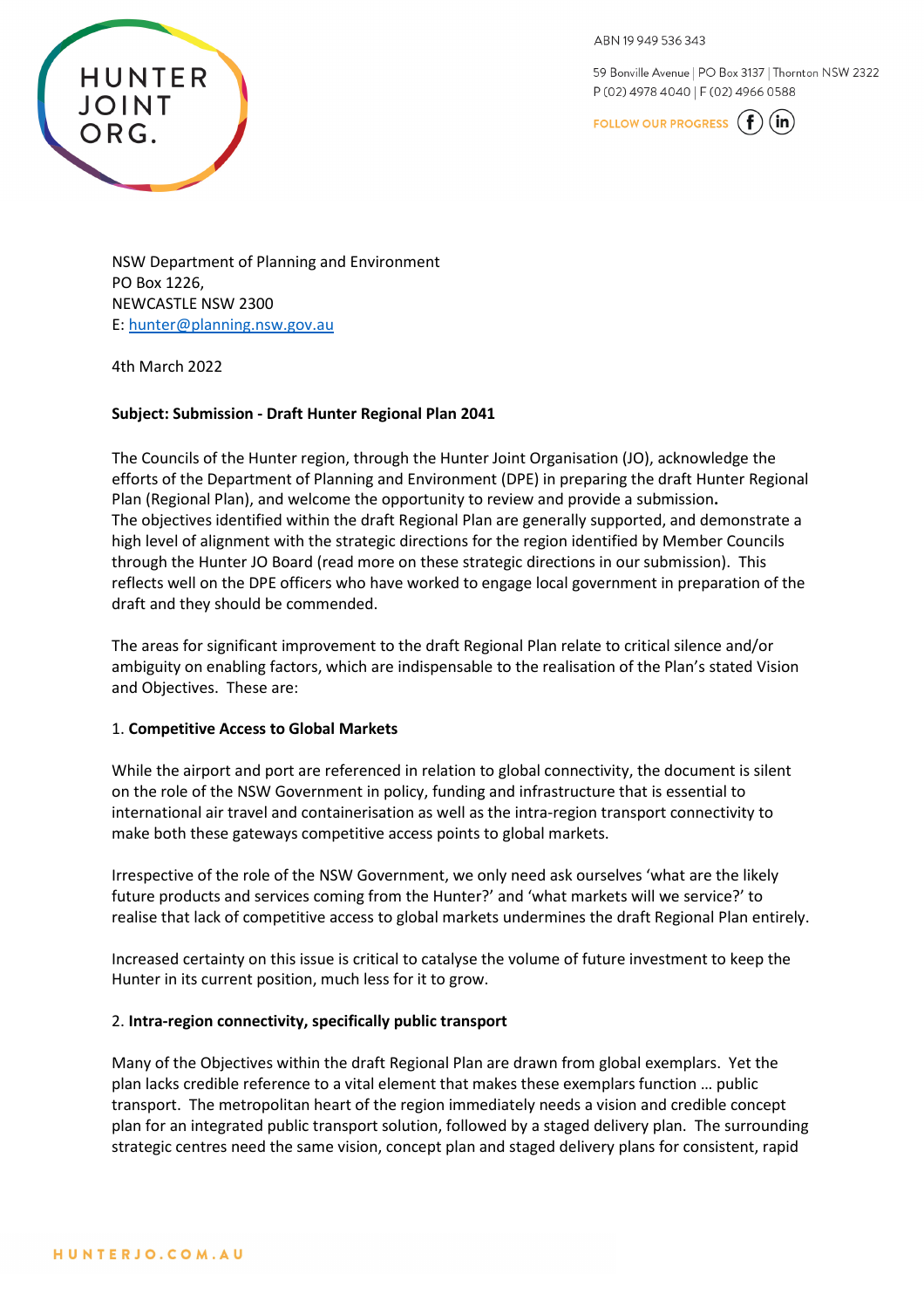HUNTER JOINT ORG.

ABN 19 949 536 343

59 Bonville Avenue | PO Box 3137 | Thornton NSW 2322
P (02) 4978 4040 | F (02) 4966 0588

FOLLOW OUR PROGRESS

NSW Department of Planning and Environment
PO Box 1226,
NEWCASTLE NSW 2300
E: hunter@planning.nsw.gov.au

4th March 2022

**Subject: Submission - Draft Hunter Regional Plan 2041**

The Councils of the Hunter region, through the Hunter Joint Organisation (JO), acknowledge the efforts of the Department of Planning and Environment (DPE) in preparing the draft Hunter Regional Plan (Regional Plan), and welcome the opportunity to review and provide a submission**.** The objectives identified within the draft Regional Plan are generally supported, and demonstrate a high level of alignment with the strategic directions for the region identified by Member Councils through the Hunter JO Board (read more on these strategic directions in our submission). This reflects well on the DPE officers who have worked to engage local government in preparation of the draft and they should be commended.

The areas for significant improvement to the draft Regional Plan relate to critical silence and/or ambiguity on enabling factors, which are indispensable to the realisation of the Plan's stated Vision and Objectives. These are:

1. **Competitive Access to Global Markets**

While the airport and port are referenced in relation to global connectivity, the document is silent on the role of the NSW Government in policy, funding and infrastructure that is essential to international air travel and containerisation as well as the intra-region transport connectivity to make both these gateways competitive access points to global markets.

Irrespective of the role of the NSW Government, we only need ask ourselves 'what are the likely future products and services coming from the Hunter?' and 'what markets will we service?' to realise that lack of competitive access to global markets undermines the draft Regional Plan entirely.

Increased certainty on this issue is critical to catalyse the volume of future investment to keep the Hunter in its current position, much less for it to grow.

2. **Intra-region connectivity, specifically public transport**

Many of the Objectives within the draft Regional Plan are drawn from global exemplars. Yet the plan lacks credible reference to a vital element that makes these exemplars function … public transport. The metropolitan heart of the region immediately needs a vision and credible concept plan for an integrated public transport solution, followed by a staged delivery plan. The surrounding strategic centres need the same vision, concept plan and staged delivery plans for consistent, rapid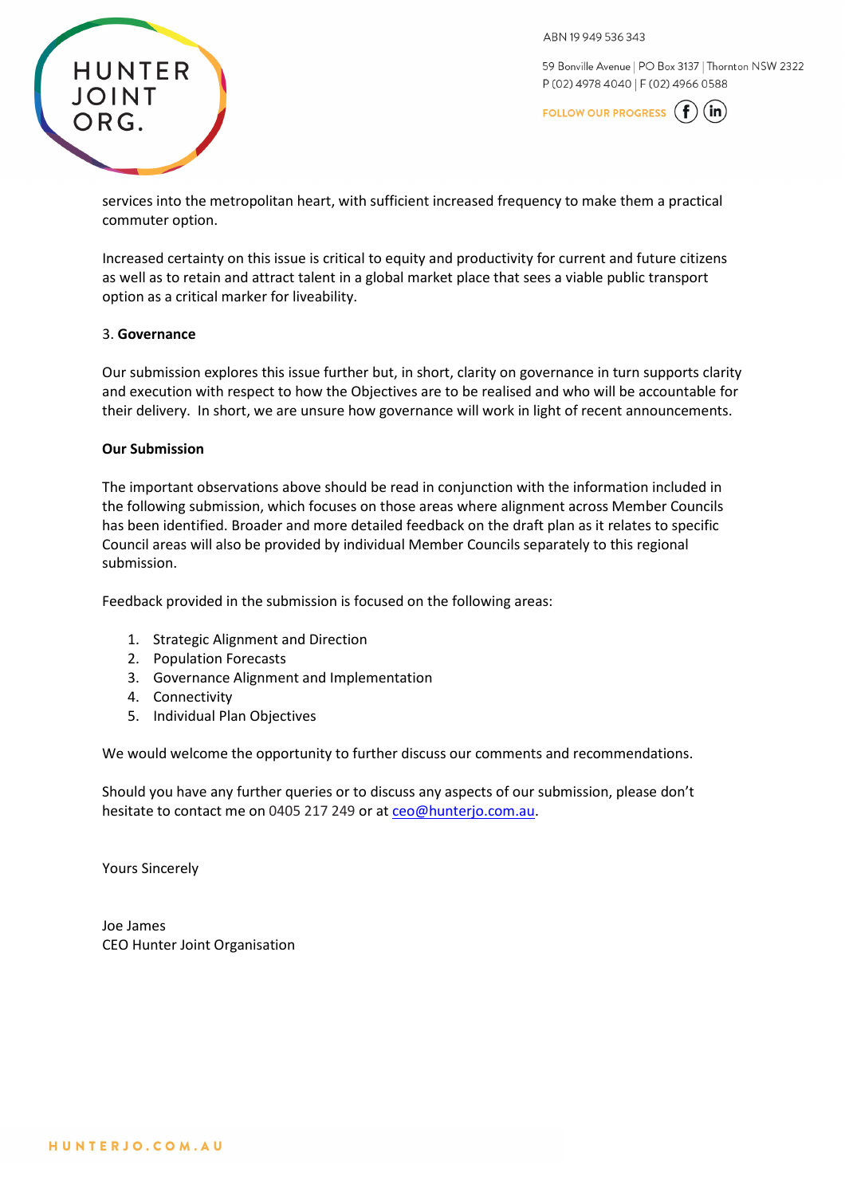services into the metropolitan heart, with sufficient increased frequency to make them a practical commuter option.

Increased certainty on this issue is critical to equity and productivity for current and future citizens as well as to retain and attract talent in a global market place that sees a viable public transport option as a critical marker for liveability.

3. **Governance**

Our submission explores this issue further but, in short, clarity on governance in turn supports clarity and execution with respect to how the Objectives are to be realised and who will be accountable for their delivery. In short, we are unsure how governance will work in light of recent announcements.

**Our Submission**

The important observations above should be read in conjunction with the information included in the following submission, which focuses on those areas where alignment across Member Councils has been identified. Broader and more detailed feedback on the draft plan as it relates to specific Council areas will also be provided by individual Member Councils separately to this regional submission.

Feedback provided in the submission is focused on the following areas:

1. Strategic Alignment and Direction
2. Population Forecasts
3. Governance Alignment and Implementation
4. Connectivity
5. Individual Plan Objectives

We would welcome the opportunity to further discuss our comments and recommendations.

Should you have any further queries or to discuss any aspects of our submission, please don't hesitate to contact me on 0405 217 249 or at ceo@hunterjo.com.au.

Yours Sincerely

Joe James
CEO Hunter Joint Organisation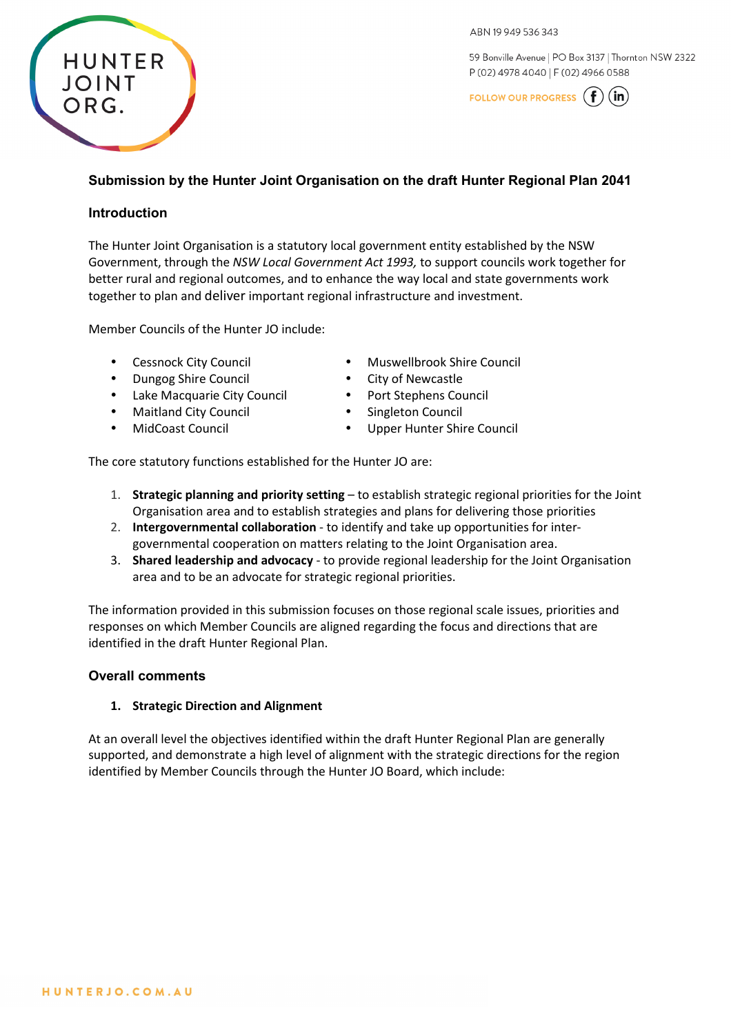ABN 19 949 536 343

59 Bonville Avenue | PO Box 3137 | Thornton NSW 2322
P (02) 4978 4040 | F (02) 4966 0588

## Submission by the Hunter Joint Organisation on the draft Hunter Regional Plan 2041

### Introduction

The Hunter Joint Organisation is a statutory local government entity established by the NSW Government, through the *NSW Local Government Act 1993,* to support councils work together for better rural and regional outcomes, and to enhance the way local and state governments work together to plan and deliver important regional infrastructure and investment.

Member Councils of the Hunter JO include:

- Cessnock City Council
- Dungog Shire Council
- Lake Macquarie City Council
- Maitland City Council
- MidCoast Council
- Muswellbrook Shire Council
- City of Newcastle
- Port Stephens Council
- Singleton Council
- Upper Hunter Shire Council

The core statutory functions established for the Hunter JO are:

1. **Strategic planning and priority setting** – to establish strategic regional priorities for the Joint Organisation area and to establish strategies and plans for delivering those priorities
2. **Intergovernmental collaboration** - to identify and take up opportunities for inter-governmental cooperation on matters relating to the Joint Organisation area.
3. **Shared leadership and advocacy** - to provide regional leadership for the Joint Organisation area and to be an advocate for strategic regional priorities.

The information provided in this submission focuses on those regional scale issues, priorities and responses on which Member Councils are aligned regarding the focus and directions that are identified in the draft Hunter Regional Plan.

### Overall comments

**1. Strategic Direction and Alignment**

At an overall level the objectives identified within the draft Hunter Regional Plan are generally supported, and demonstrate a high level of alignment with the strategic directions for the region identified by Member Councils through the Hunter JO Board, which include: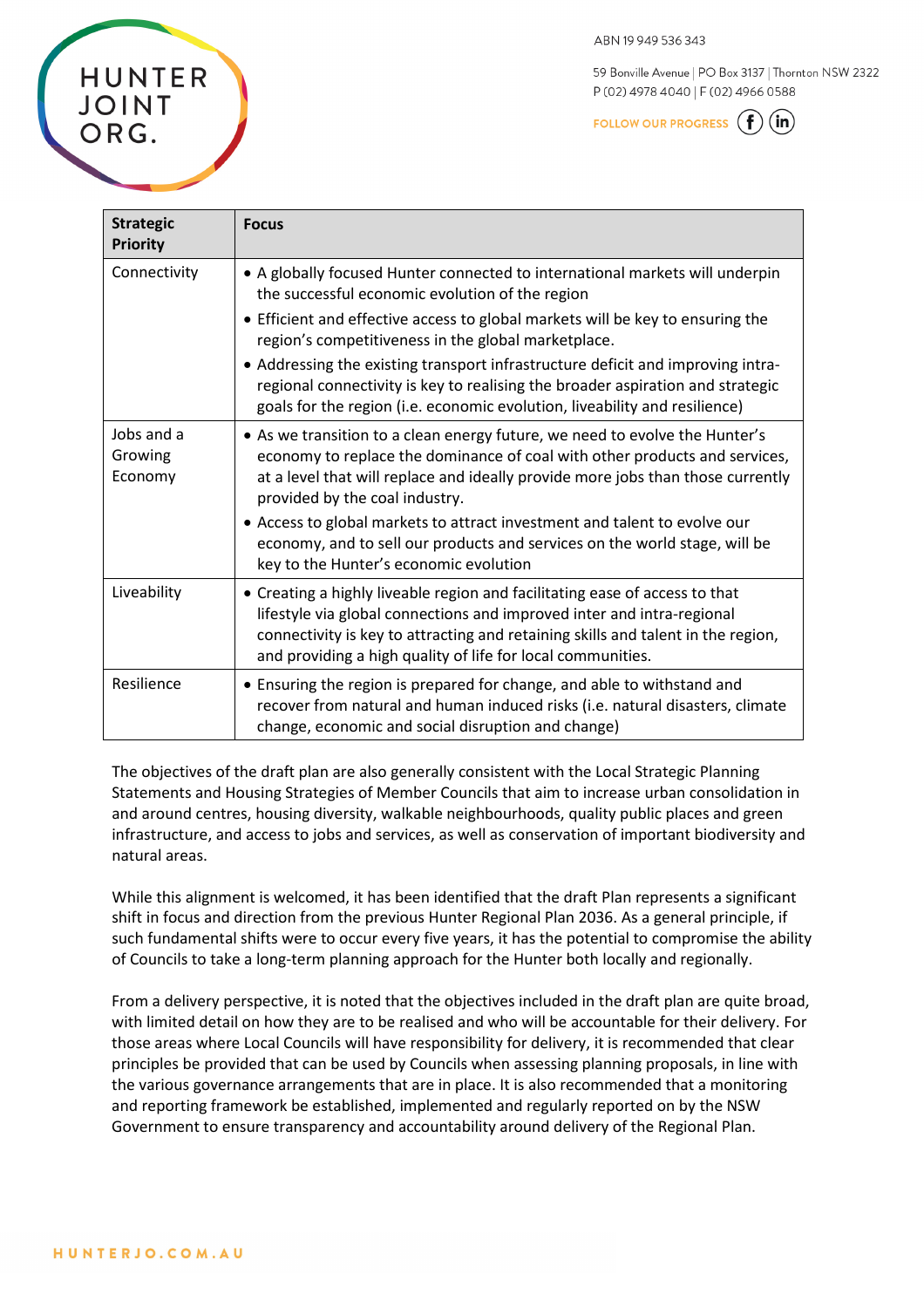| Strategic Priority | Focus |
|---|---|
| Connectivity | • A globally focused Hunter connected to international markets will underpin the successful economic evolution of the region<br>• Efficient and effective access to global markets will be key to ensuring the region's competitiveness in the global marketplace.<br>• Addressing the existing transport infrastructure deficit and improving intra-regional connectivity is key to realising the broader aspiration and strategic goals for the region (i.e. economic evolution, liveability and resilience) |
| Jobs and a Growing Economy | • As we transition to a clean energy future, we need to evolve the Hunter's economy to replace the dominance of coal with other products and services, at a level that will replace and ideally provide more jobs than those currently provided by the coal industry.<br>• Access to global markets to attract investment and talent to evolve our economy, and to sell our products and services on the world stage, will be key to the Hunter's economic evolution |
| Liveability | • Creating a highly liveable region and facilitating ease of access to that lifestyle via global connections and improved inter and intra-regional connectivity is key to attracting and retaining skills and talent in the region, and providing a high quality of life for local communities. |
| Resilience | • Ensuring the region is prepared for change, and able to withstand and recover from natural and human induced risks (i.e. natural disasters, climate change, economic and social disruption and change) |

The objectives of the draft plan are also generally consistent with the Local Strategic Planning Statements and Housing Strategies of Member Councils that aim to increase urban consolidation in and around centres, housing diversity, walkable neighbourhoods, quality public places and green infrastructure, and access to jobs and services, as well as conservation of important biodiversity and natural areas.

While this alignment is welcomed, it has been identified that the draft Plan represents a significant shift in focus and direction from the previous Hunter Regional Plan 2036. As a general principle, if such fundamental shifts were to occur every five years, it has the potential to compromise the ability of Councils to take a long-term planning approach for the Hunter both locally and regionally.

From a delivery perspective, it is noted that the objectives included in the draft plan are quite broad, with limited detail on how they are to be realised and who will be accountable for their delivery. For those areas where Local Councils will have responsibility for delivery, it is recommended that clear principles be provided that can be used by Councils when assessing planning proposals, in line with the various governance arrangements that are in place. It is also recommended that a monitoring and reporting framework be established, implemented and regularly reported on by the NSW Government to ensure transparency and accountability around delivery of the Regional Plan.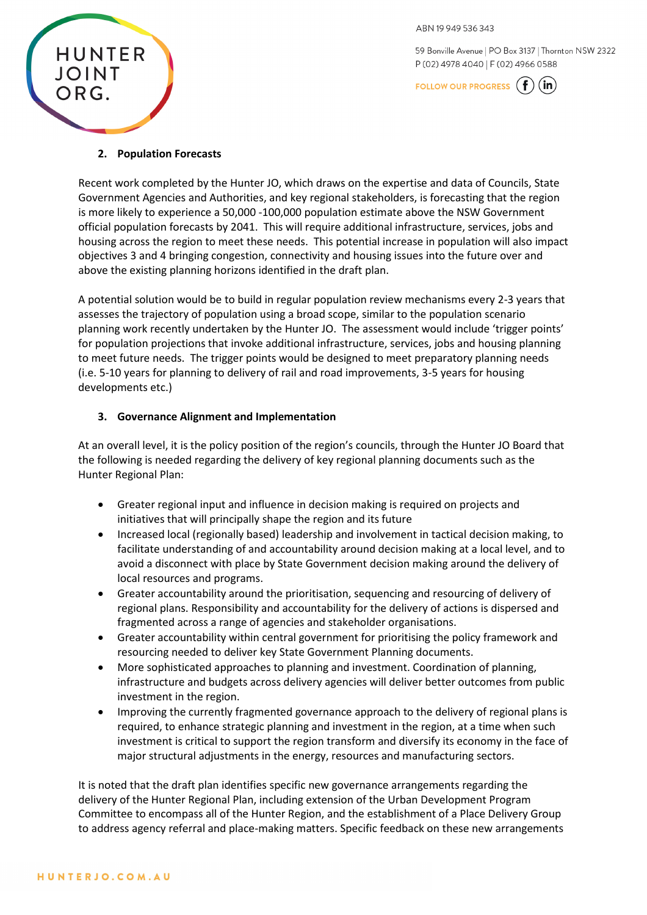## 2. Population Forecasts

Recent work completed by the Hunter JO, which draws on the expertise and data of Councils, State Government Agencies and Authorities, and key regional stakeholders, is forecasting that the region is more likely to experience a 50,000 -100,000 population estimate above the NSW Government official population forecasts by 2041. This will require additional infrastructure, services, jobs and housing across the region to meet these needs. This potential increase in population will also impact objectives 3 and 4 bringing congestion, connectivity and housing issues into the future over and above the existing planning horizons identified in the draft plan.

A potential solution would be to build in regular population review mechanisms every 2-3 years that assesses the trajectory of population using a broad scope, similar to the population scenario planning work recently undertaken by the Hunter JO. The assessment would include 'trigger points' for population projections that invoke additional infrastructure, services, jobs and housing planning to meet future needs. The trigger points would be designed to meet preparatory planning needs (i.e. 5-10 years for planning to delivery of rail and road improvements, 3-5 years for housing developments etc.)

## 3. Governance Alignment and Implementation

At an overall level, it is the policy position of the region's councils, through the Hunter JO Board that the following is needed regarding the delivery of key regional planning documents such as the Hunter Regional Plan:

- Greater regional input and influence in decision making is required on projects and initiatives that will principally shape the region and its future
- Increased local (regionally based) leadership and involvement in tactical decision making, to facilitate understanding of and accountability around decision making at a local level, and to avoid a disconnect with place by State Government decision making around the delivery of local resources and programs.
- Greater accountability around the prioritisation, sequencing and resourcing of delivery of regional plans. Responsibility and accountability for the delivery of actions is dispersed and fragmented across a range of agencies and stakeholder organisations.
- Greater accountability within central government for prioritising the policy framework and resourcing needed to deliver key State Government Planning documents.
- More sophisticated approaches to planning and investment. Coordination of planning, infrastructure and budgets across delivery agencies will deliver better outcomes from public investment in the region.
- Improving the currently fragmented governance approach to the delivery of regional plans is required, to enhance strategic planning and investment in the region, at a time when such investment is critical to support the region transform and diversify its economy in the face of major structural adjustments in the energy, resources and manufacturing sectors.

It is noted that the draft plan identifies specific new governance arrangements regarding the delivery of the Hunter Regional Plan, including extension of the Urban Development Program Committee to encompass all of the Hunter Region, and the establishment of a Place Delivery Group to address agency referral and place-making matters. Specific feedback on these new arrangements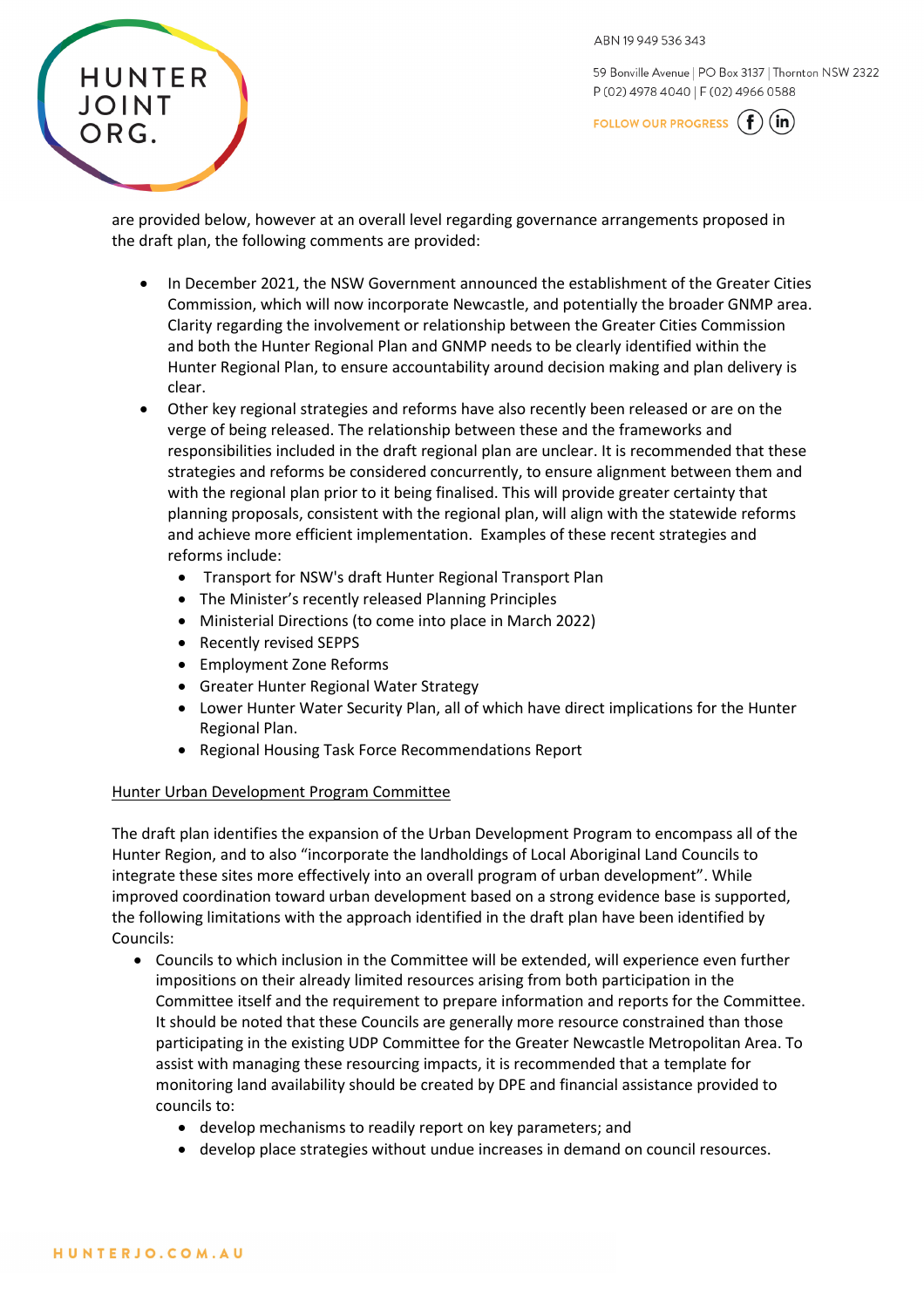are provided below, however at an overall level regarding governance arrangements proposed in the draft plan, the following comments are provided:

- In December 2021, the NSW Government announced the establishment of the Greater Cities Commission, which will now incorporate Newcastle, and potentially the broader GNMP area. Clarity regarding the involvement or relationship between the Greater Cities Commission and both the Hunter Regional Plan and GNMP needs to be clearly identified within the Hunter Regional Plan, to ensure accountability around decision making and plan delivery is clear.
- Other key regional strategies and reforms have also recently been released or are on the verge of being released. The relationship between these and the frameworks and responsibilities included in the draft regional plan are unclear. It is recommended that these strategies and reforms be considered concurrently, to ensure alignment between them and with the regional plan prior to it being finalised. This will provide greater certainty that planning proposals, consistent with the regional plan, will align with the statewide reforms and achieve more efficient implementation. Examples of these recent strategies and reforms include:
  - Transport for NSW's draft Hunter Regional Transport Plan
  - The Minister's recently released Planning Principles
  - Ministerial Directions (to come into place in March 2022)
  - Recently revised SEPPS
  - Employment Zone Reforms
  - Greater Hunter Regional Water Strategy
  - Lower Hunter Water Security Plan, all of which have direct implications for the Hunter Regional Plan.
  - Regional Housing Task Force Recommendations Report

<u>Hunter Urban Development Program Committee</u>

The draft plan identifies the expansion of the Urban Development Program to encompass all of the Hunter Region, and to also "incorporate the landholdings of Local Aboriginal Land Councils to integrate these sites more effectively into an overall program of urban development". While improved coordination toward urban development based on a strong evidence base is supported, the following limitations with the approach identified in the draft plan have been identified by Councils:

- Councils to which inclusion in the Committee will be extended, will experience even further impositions on their already limited resources arising from both participation in the Committee itself and the requirement to prepare information and reports for the Committee. It should be noted that these Councils are generally more resource constrained than those participating in the existing UDP Committee for the Greater Newcastle Metropolitan Area. To assist with managing these resourcing impacts, it is recommended that a template for monitoring land availability should be created by DPE and financial assistance provided to councils to:
  - develop mechanisms to readily report on key parameters; and
  - develop place strategies without undue increases in demand on council resources.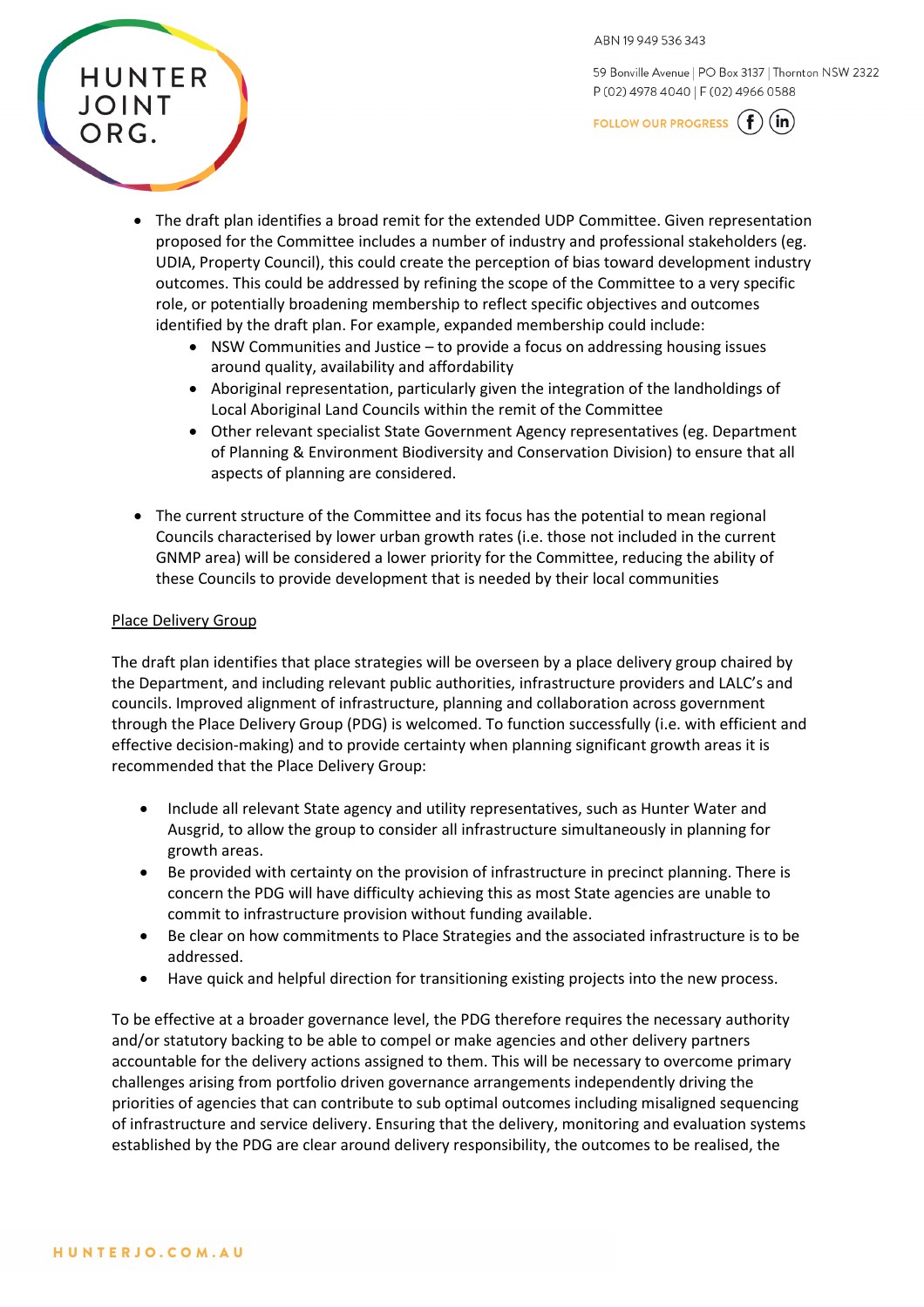- The draft plan identifies a broad remit for the extended UDP Committee. Given representation proposed for the Committee includes a number of industry and professional stakeholders (eg. UDIA, Property Council), this could create the perception of bias toward development industry outcomes. This could be addressed by refining the scope of the Committee to a very specific role, or potentially broadening membership to reflect specific objectives and outcomes identified by the draft plan. For example, expanded membership could include:
  - NSW Communities and Justice – to provide a focus on addressing housing issues around quality, availability and affordability
  - Aboriginal representation, particularly given the integration of the landholdings of Local Aboriginal Land Councils within the remit of the Committee
  - Other relevant specialist State Government Agency representatives (eg. Department of Planning & Environment Biodiversity and Conservation Division) to ensure that all aspects of planning are considered.

- The current structure of the Committee and its focus has the potential to mean regional Councils characterised by lower urban growth rates (i.e. those not included in the current GNMP area) will be considered a lower priority for the Committee, reducing the ability of these Councils to provide development that is needed by their local communities

Place Delivery Group

The draft plan identifies that place strategies will be overseen by a place delivery group chaired by the Department, and including relevant public authorities, infrastructure providers and LALC's and councils. Improved alignment of infrastructure, planning and collaboration across government through the Place Delivery Group (PDG) is welcomed. To function successfully (i.e. with efficient and effective decision-making) and to provide certainty when planning significant growth areas it is recommended that the Place Delivery Group:

- Include all relevant State agency and utility representatives, such as Hunter Water and Ausgrid, to allow the group to consider all infrastructure simultaneously in planning for growth areas.
- Be provided with certainty on the provision of infrastructure in precinct planning. There is concern the PDG will have difficulty achieving this as most State agencies are unable to commit to infrastructure provision without funding available.
- Be clear on how commitments to Place Strategies and the associated infrastructure is to be addressed.
- Have quick and helpful direction for transitioning existing projects into the new process.

To be effective at a broader governance level, the PDG therefore requires the necessary authority and/or statutory backing to be able to compel or make agencies and other delivery partners accountable for the delivery actions assigned to them. This will be necessary to overcome primary challenges arising from portfolio driven governance arrangements independently driving the priorities of agencies that can contribute to sub optimal outcomes including misaligned sequencing of infrastructure and service delivery. Ensuring that the delivery, monitoring and evaluation systems established by the PDG are clear around delivery responsibility, the outcomes to be realised, the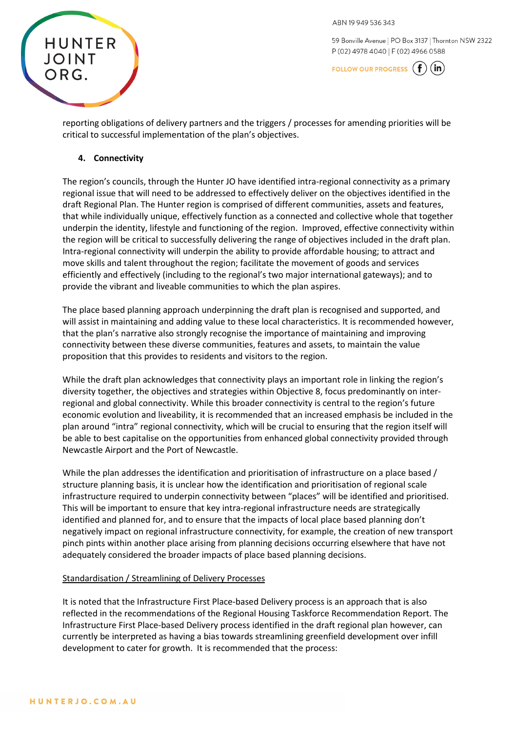reporting obligations of delivery partners and the triggers / processes for amending priorities will be critical to successful implementation of the plan's objectives.

4. **Connectivity**

The region's councils, through the Hunter JO have identified intra-regional connectivity as a primary regional issue that will need to be addressed to effectively deliver on the objectives identified in the draft Regional Plan. The Hunter region is comprised of different communities, assets and features, that while individually unique, effectively function as a connected and collective whole that together underpin the identity, lifestyle and functioning of the region. Improved, effective connectivity within the region will be critical to successfully delivering the range of objectives included in the draft plan. Intra-regional connectivity will underpin the ability to provide affordable housing; to attract and move skills and talent throughout the region; facilitate the movement of goods and services efficiently and effectively (including to the regional's two major international gateways); and to provide the vibrant and liveable communities to which the plan aspires.

The place based planning approach underpinning the draft plan is recognised and supported, and will assist in maintaining and adding value to these local characteristics. It is recommended however, that the plan's narrative also strongly recognise the importance of maintaining and improving connectivity between these diverse communities, features and assets, to maintain the value proposition that this provides to residents and visitors to the region.

While the draft plan acknowledges that connectivity plays an important role in linking the region's diversity together, the objectives and strategies within Objective 8, focus predominantly on inter-regional and global connectivity. While this broader connectivity is central to the region's future economic evolution and liveability, it is recommended that an increased emphasis be included in the plan around "intra" regional connectivity, which will be crucial to ensuring that the region itself will be able to best capitalise on the opportunities from enhanced global connectivity provided through Newcastle Airport and the Port of Newcastle.

While the plan addresses the identification and prioritisation of infrastructure on a place based / structure planning basis, it is unclear how the identification and prioritisation of regional scale infrastructure required to underpin connectivity between "places" will be identified and prioritised. This will be important to ensure that key intra-regional infrastructure needs are strategically identified and planned for, and to ensure that the impacts of local place based planning don't negatively impact on regional infrastructure connectivity, for example, the creation of new transport pinch pints within another place arising from planning decisions occurring elsewhere that have not adequately considered the broader impacts of place based planning decisions.

<u>Standardisation / Streamlining of Delivery Processes</u>

It is noted that the Infrastructure First Place-based Delivery process is an approach that is also reflected in the recommendations of the Regional Housing Taskforce Recommendation Report. The Infrastructure First Place-based Delivery process identified in the draft regional plan however, can currently be interpreted as having a bias towards streamlining greenfield development over infill development to cater for growth. It is recommended that the process: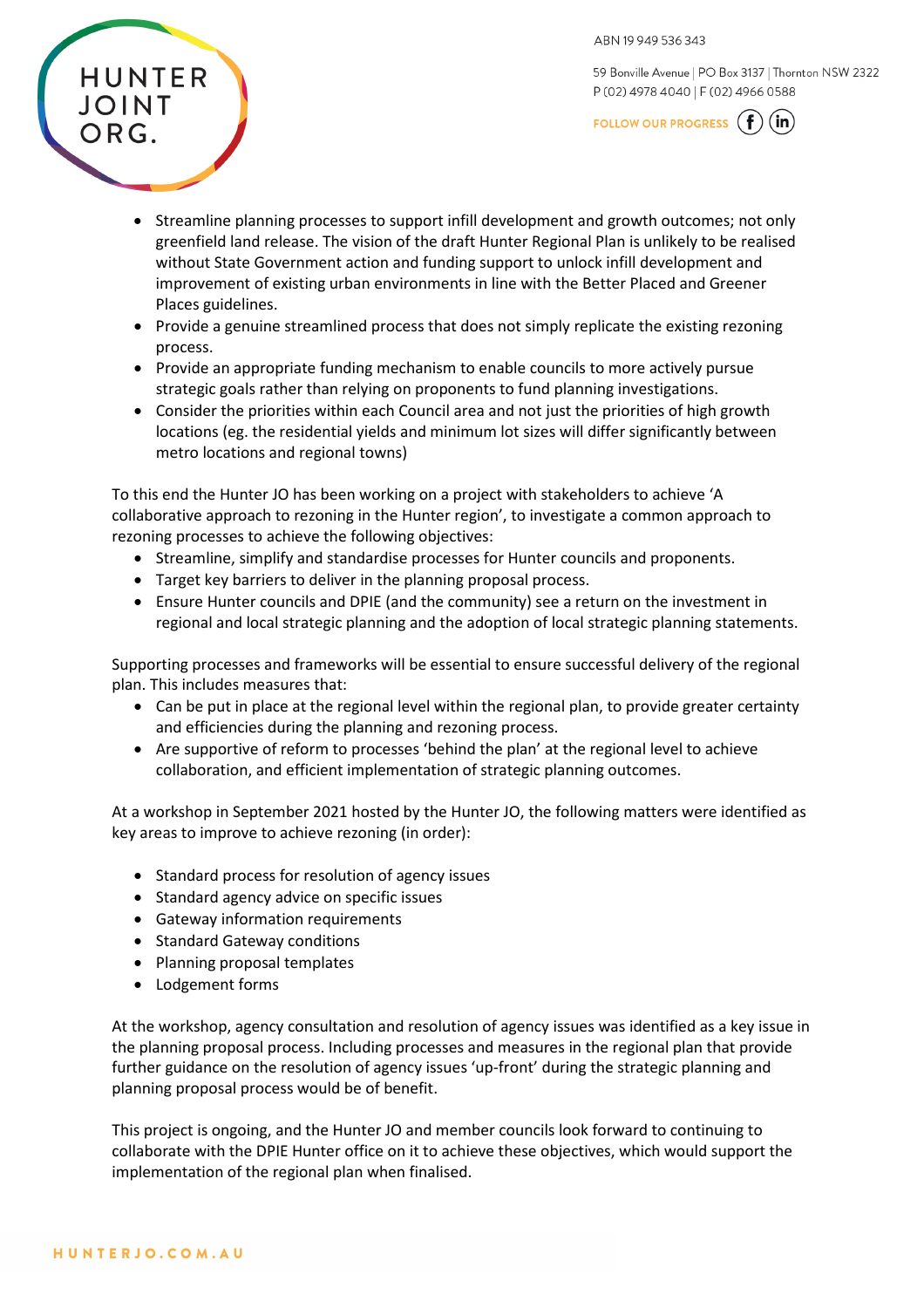- Streamline planning processes to support infill development and growth outcomes; not only greenfield land release. The vision of the draft Hunter Regional Plan is unlikely to be realised without State Government action and funding support to unlock infill development and improvement of existing urban environments in line with the Better Placed and Greener Places guidelines.
- Provide a genuine streamlined process that does not simply replicate the existing rezoning process.
- Provide an appropriate funding mechanism to enable councils to more actively pursue strategic goals rather than relying on proponents to fund planning investigations.
- Consider the priorities within each Council area and not just the priorities of high growth locations (eg. the residential yields and minimum lot sizes will differ significantly between metro locations and regional towns)

To this end the Hunter JO has been working on a project with stakeholders to achieve 'A collaborative approach to rezoning in the Hunter region', to investigate a common approach to rezoning processes to achieve the following objectives:

- Streamline, simplify and standardise processes for Hunter councils and proponents.
- Target key barriers to deliver in the planning proposal process.
- Ensure Hunter councils and DPIE (and the community) see a return on the investment in regional and local strategic planning and the adoption of local strategic planning statements.

Supporting processes and frameworks will be essential to ensure successful delivery of the regional plan. This includes measures that:

- Can be put in place at the regional level within the regional plan, to provide greater certainty and efficiencies during the planning and rezoning process.
- Are supportive of reform to processes 'behind the plan' at the regional level to achieve collaboration, and efficient implementation of strategic planning outcomes.

At a workshop in September 2021 hosted by the Hunter JO, the following matters were identified as key areas to improve to achieve rezoning (in order):

- Standard process for resolution of agency issues
- Standard agency advice on specific issues
- Gateway information requirements
- Standard Gateway conditions
- Planning proposal templates
- Lodgement forms

At the workshop, agency consultation and resolution of agency issues was identified as a key issue in the planning proposal process. Including processes and measures in the regional plan that provide further guidance on the resolution of agency issues 'up-front' during the strategic planning and planning proposal process would be of benefit.

This project is ongoing, and the Hunter JO and member councils look forward to continuing to collaborate with the DPIE Hunter office on it to achieve these objectives, which would support the implementation of the regional plan when finalised.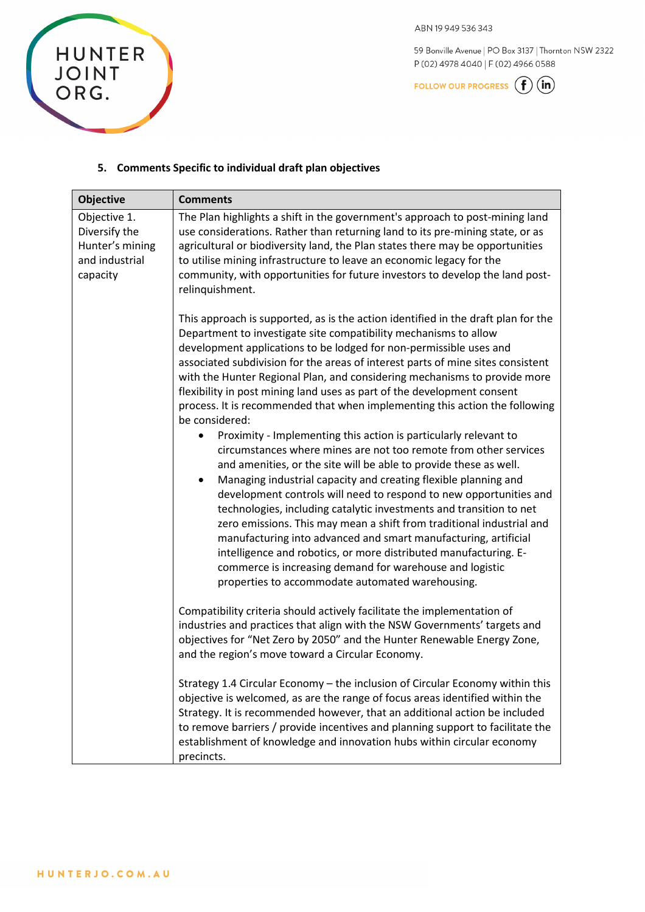### 5. Comments Specific to individual draft plan objectives

| Objective | Comments |
|---|---|
| Objective 1. Diversify the Hunter's mining and industrial capacity | The Plan highlights a shift in the government's approach to post-mining land use considerations. Rather than returning land to its pre-mining state, or as agricultural or biodiversity land, the Plan states there may be opportunities to utilise mining infrastructure to leave an economic legacy for the community, with opportunities for future investors to develop the land post-relinquishment.<br><br>This approach is supported, as is the action identified in the draft plan for the Department to investigate site compatibility mechanisms to allow development applications to be lodged for non-permissible uses and associated subdivision for the areas of interest parts of mine sites consistent with the Hunter Regional Plan, and considering mechanisms to provide more flexibility in post mining land uses as part of the development consent process. It is recommended that when implementing this action the following be considered:<br>• Proximity - Implementing this action is particularly relevant to circumstances where mines are not too remote from other services and amenities, or the site will be able to provide these as well.<br>• Managing industrial capacity and creating flexible planning and development controls will need to respond to new opportunities and technologies, including catalytic investments and transition to net zero emissions. This may mean a shift from traditional industrial and manufacturing into advanced and smart manufacturing, artificial intelligence and robotics, or more distributed manufacturing. E-commerce is increasing demand for warehouse and logistic properties to accommodate automated warehousing.<br><br>Compatibility criteria should actively facilitate the implementation of industries and practices that align with the NSW Governments' targets and objectives for "Net Zero by 2050" and the Hunter Renewable Energy Zone, and the region's move toward a Circular Economy.<br><br>Strategy 1.4 Circular Economy – the inclusion of Circular Economy within this objective is welcomed, as are the range of focus areas identified within the Strategy. It is recommended however, that an additional action be included to remove barriers / provide incentives and planning support to facilitate the establishment of knowledge and innovation hubs within circular economy precincts. |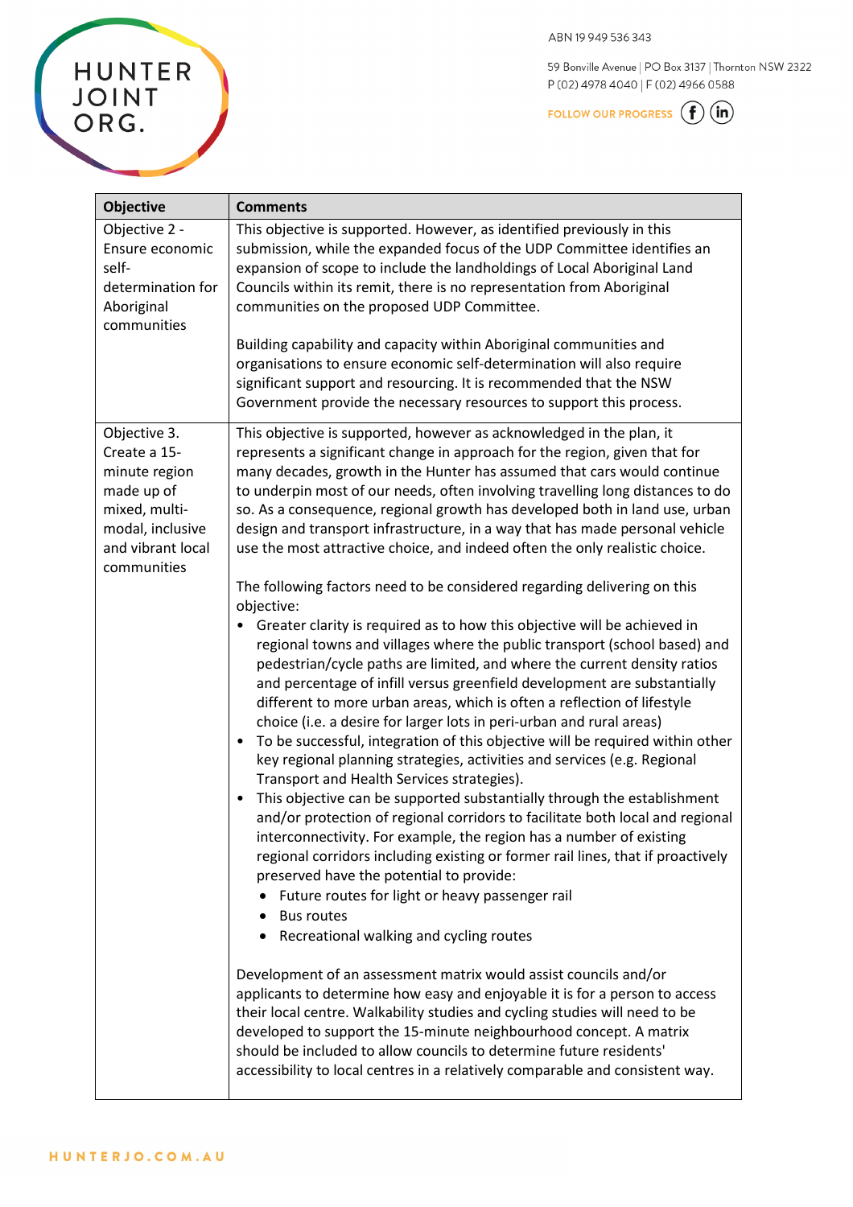| Objective | Comments |
| --- | --- |
| Objective 2 - Ensure economic self-determination for Aboriginal communities | This objective is supported. However, as identified previously in this submission, while the expanded focus of the UDP Committee identifies an expansion of scope to include the landholdings of Local Aboriginal Land Councils within its remit, there is no representation from Aboriginal communities on the proposed UDP Committee.<br><br>Building capability and capacity within Aboriginal communities and organisations to ensure economic self-determination will also require significant support and resourcing. It is recommended that the NSW Government provide the necessary resources to support this process. |
| Objective 3. Create a 15-minute region made up of mixed, multi-modal, inclusive and vibrant local communities | This objective is supported, however as acknowledged in the plan, it represents a significant change in approach for the region, given that for many decades, growth in the Hunter has assumed that cars would continue to underpin most of our needs, often involving travelling long distances to do so. As a consequence, regional growth has developed both in land use, urban design and transport infrastructure, in a way that has made personal vehicle use the most attractive choice, and indeed often the only realistic choice.<br><br>The following factors need to be considered regarding delivering on this objective:<br>• Greater clarity is required as to how this objective will be achieved in regional towns and villages where the public transport (school based) and pedestrian/cycle paths are limited, and where the current density ratios and percentage of infill versus greenfield development are substantially different to more urban areas, which is often a reflection of lifestyle choice (i.e. a desire for larger lots in peri-urban and rural areas)<br>• To be successful, integration of this objective will be required within other key regional planning strategies, activities and services (e.g. Regional Transport and Health Services strategies).<br>• This objective can be supported substantially through the establishment and/or protection of regional corridors to facilitate both local and regional interconnectivity. For example, the region has a number of existing regional corridors including existing or former rail lines, that if proactively preserved have the potential to provide:<br>&nbsp;&nbsp;&nbsp;&nbsp;• Future routes for light or heavy passenger rail<br>&nbsp;&nbsp;&nbsp;&nbsp;• Bus routes<br>&nbsp;&nbsp;&nbsp;&nbsp;• Recreational walking and cycling routes<br><br>Development of an assessment matrix would assist councils and/or applicants to determine how easy and enjoyable it is for a person to access their local centre. Walkability studies and cycling studies will need to be developed to support the 15-minute neighbourhood concept. A matrix should be included to allow councils to determine future residents' accessibility to local centres in a relatively comparable and consistent way. |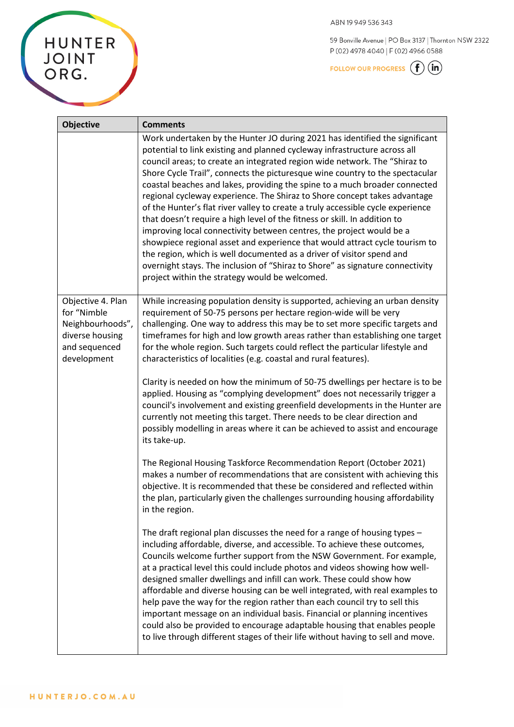| Objective | Comments |
| --- | --- |
| | Work undertaken by the Hunter JO during 2021 has identified the significant potential to link existing and planned cycleway infrastructure across all council areas; to create an integrated region wide network. The "Shiraz to Shore Cycle Trail", connects the picturesque wine country to the spectacular coastal beaches and lakes, providing the spine to a much broader connected regional cycleway experience. The Shiraz to Shore concept takes advantage of the Hunter's flat river valley to create a truly accessible cycle experience that doesn't require a high level of the fitness or skill. In addition to improving local connectivity between centres, the project would be a showpiece regional asset and experience that would attract cycle tourism to the region, which is well documented as a driver of visitor spend and overnight stays. The inclusion of "Shiraz to Shore" as signature connectivity project within the strategy would be welcomed. |
| Objective 4. Plan for "Nimble Neighbourhoods", diverse housing and sequenced development | While increasing population density is supported, achieving an urban density requirement of 50-75 persons per hectare region-wide will be very challenging. One way to address this may be to set more specific targets and timeframes for high and low growth areas rather than establishing one target for the whole region. Such targets could reflect the particular lifestyle and characteristics of localities (e.g. coastal and rural features).<br><br>Clarity is needed on how the minimum of 50-75 dwellings per hectare is to be applied. Housing as "complying development" does not necessarily trigger a council's involvement and existing greenfield developments in the Hunter are currently not meeting this target. There needs to be clear direction and possibly modelling in areas where it can be achieved to assist and encourage its take-up.<br><br>The Regional Housing Taskforce Recommendation Report (October 2021) makes a number of recommendations that are consistent with achieving this objective. It is recommended that these be considered and reflected within the plan, particularly given the challenges surrounding housing affordability in the region.<br><br>The draft regional plan discusses the need for a range of housing types – including affordable, diverse, and accessible. To achieve these outcomes, Councils welcome further support from the NSW Government. For example, at a practical level this could include photos and videos showing how well-designed smaller dwellings and infill can work. These could show how affordable and diverse housing can be well integrated, with real examples to help pave the way for the region rather than each council try to sell this important message on an individual basis. Financial or planning incentives could also be provided to encourage adaptable housing that enables people to live through different stages of their life without having to sell and move. |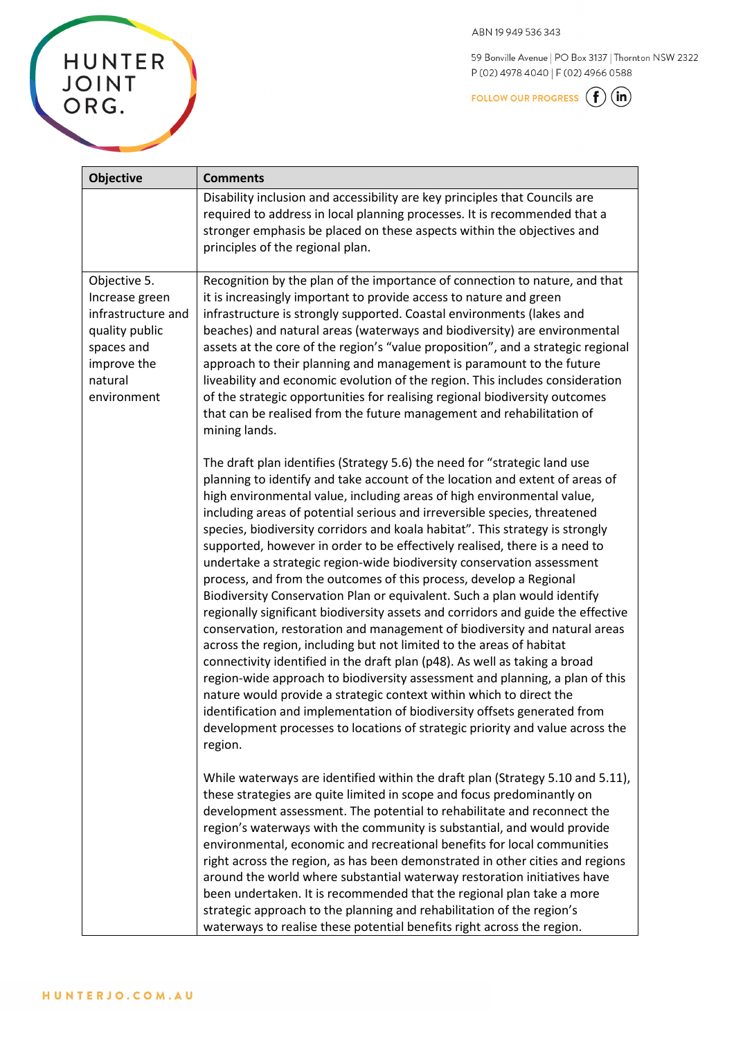| Objective | Comments |
| --- | --- |
| | Disability inclusion and accessibility are key principles that Councils are required to address in local planning processes. It is recommended that a stronger emphasis be placed on these aspects within the objectives and principles of the regional plan. |
| Objective 5. Increase green infrastructure and quality public spaces and improve the natural environment | Recognition by the plan of the importance of connection to nature, and that it is increasingly important to provide access to nature and green infrastructure is strongly supported. Coastal environments (lakes and beaches) and natural areas (waterways and biodiversity) are environmental assets at the core of the region's "value proposition", and a strategic regional approach to their planning and management is paramount to the future liveability and economic evolution of the region. This includes consideration of the strategic opportunities for realising regional biodiversity outcomes that can be realised from the future management and rehabilitation of mining lands.<br><br>The draft plan identifies (Strategy 5.6) the need for "strategic land use planning to identify and take account of the location and extent of areas of high environmental value, including areas of high environmental value, including areas of potential serious and irreversible species, threatened species, biodiversity corridors and koala habitat". This strategy is strongly supported, however in order to be effectively realised, there is a need to undertake a strategic region-wide biodiversity conservation assessment process, and from the outcomes of this process, develop a Regional Biodiversity Conservation Plan or equivalent. Such a plan would identify regionally significant biodiversity assets and corridors and guide the effective conservation, restoration and management of biodiversity and natural areas across the region, including but not limited to the areas of habitat connectivity identified in the draft plan (p48). As well as taking a broad region-wide approach to biodiversity assessment and planning, a plan of this nature would provide a strategic context within which to direct the identification and implementation of biodiversity offsets generated from development processes to locations of strategic priority and value across the region.<br><br>While waterways are identified within the draft plan (Strategy 5.10 and 5.11), these strategies are quite limited in scope and focus predominantly on development assessment. The potential to rehabilitate and reconnect the region's waterways with the community is substantial, and would provide environmental, economic and recreational benefits for local communities right across the region, as has been demonstrated in other cities and regions around the world where substantial waterway restoration initiatives have been undertaken. It is recommended that the regional plan take a more strategic approach to the planning and rehabilitation of the region's waterways to realise these potential benefits right across the region. |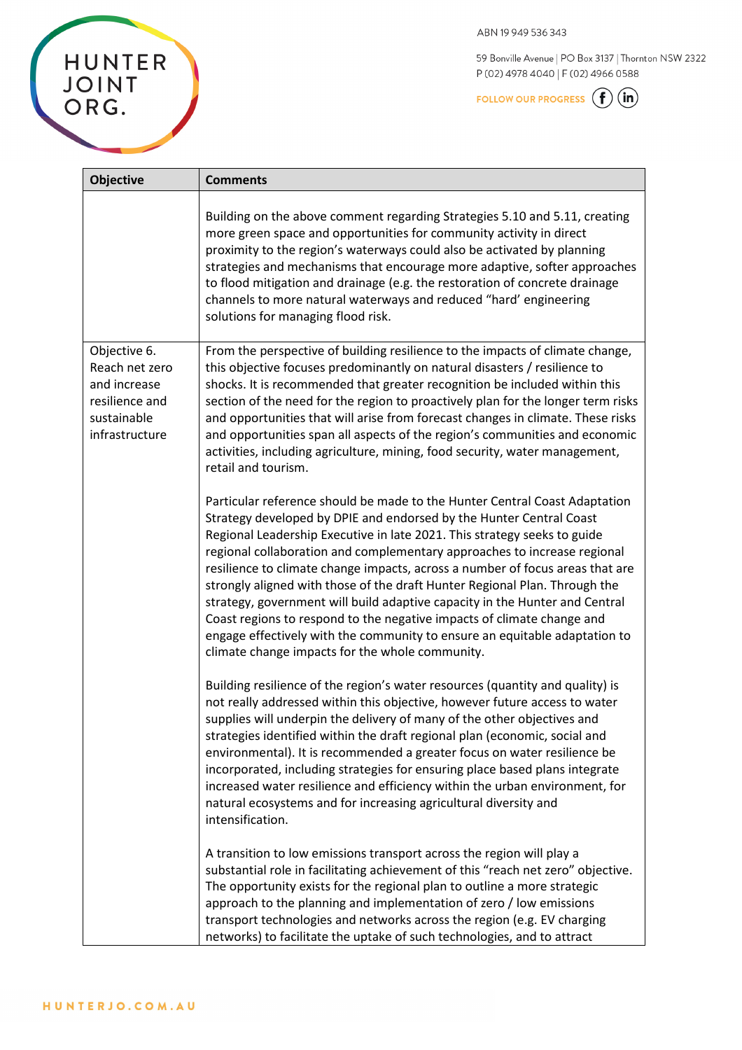| Objective | Comments |
|---|---|
| | Building on the above comment regarding Strategies 5.10 and 5.11, creating more green space and opportunities for community activity in direct proximity to the region's waterways could also be activated by planning strategies and mechanisms that encourage more adaptive, softer approaches to flood mitigation and drainage (e.g. the restoration of concrete drainage channels to more natural waterways and reduced "hard' engineering solutions for managing flood risk. |
| Objective 6. Reach net zero and increase resilience and sustainable infrastructure | From the perspective of building resilience to the impacts of climate change, this objective focuses predominantly on natural disasters / resilience to shocks. It is recommended that greater recognition be included within this section of the need for the region to proactively plan for the longer term risks and opportunities that will arise from forecast changes in climate. These risks and opportunities span all aspects of the region's communities and economic activities, including agriculture, mining, food security, water management, retail and tourism.<br><br>Particular reference should be made to the Hunter Central Coast Adaptation Strategy developed by DPIE and endorsed by the Hunter Central Coast Regional Leadership Executive in late 2021. This strategy seeks to guide regional collaboration and complementary approaches to increase regional resilience to climate change impacts, across a number of focus areas that are strongly aligned with those of the draft Hunter Regional Plan. Through the strategy, government will build adaptive capacity in the Hunter and Central Coast regions to respond to the negative impacts of climate change and engage effectively with the community to ensure an equitable adaptation to climate change impacts for the whole community.<br><br>Building resilience of the region's water resources (quantity and quality) is not really addressed within this objective, however future access to water supplies will underpin the delivery of many of the other objectives and strategies identified within the draft regional plan (economic, social and environmental). It is recommended a greater focus on water resilience be incorporated, including strategies for ensuring place based plans integrate increased water resilience and efficiency within the urban environment, for natural ecosystems and for increasing agricultural diversity and intensification.<br><br>A transition to low emissions transport across the region will play a substantial role in facilitating achievement of this "reach net zero" objective. The opportunity exists for the regional plan to outline a more strategic approach to the planning and implementation of zero / low emissions transport technologies and networks across the region (e.g. EV charging networks) to facilitate the uptake of such technologies, and to attract |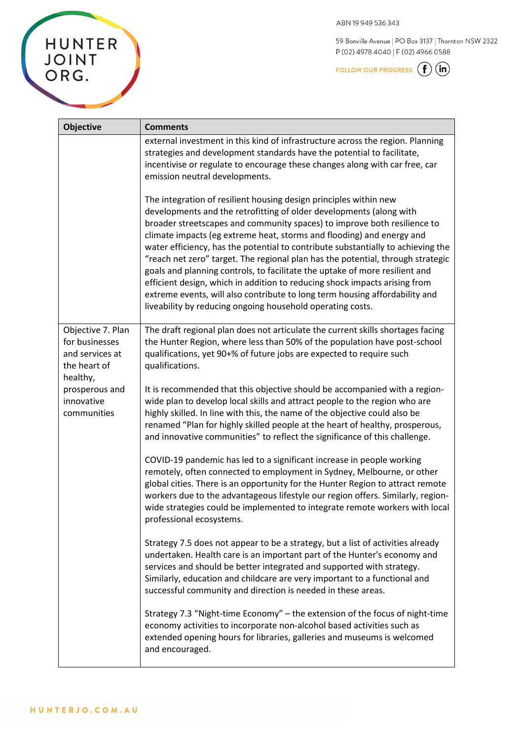| Objective | Comments |
|---|---|
| | external investment in this kind of infrastructure across the region. Planning strategies and development standards have the potential to facilitate, incentivise or regulate to encourage these changes along with car free, car emission neutral developments.<br><br>The integration of resilient housing design principles within new developments and the retrofitting of older developments (along with broader streetscapes and community spaces) to improve both resilience to climate impacts (eg extreme heat, storms and flooding) and energy and water efficiency, has the potential to contribute substantially to achieving the "reach net zero" target. The regional plan has the potential, through strategic goals and planning controls, to facilitate the uptake of more resilient and efficient design, which in addition to reducing shock impacts arising from extreme events, will also contribute to long term housing affordability and liveability by reducing ongoing household operating costs. |
| Objective 7. Plan for businesses and services at the heart of healthy, prosperous and innovative communities | The draft regional plan does not articulate the current skills shortages facing the Hunter Region, where less than 50% of the population have post-school qualifications, yet 90+% of future jobs are expected to require such qualifications.<br><br>It is recommended that this objective should be accompanied with a region-wide plan to develop local skills and attract people to the region who are highly skilled. In line with this, the name of the objective could also be renamed "Plan for highly skilled people at the heart of healthy, prosperous, and innovative communities" to reflect the significance of this challenge.<br><br>COVID-19 pandemic has led to a significant increase in people working remotely, often connected to employment in Sydney, Melbourne, or other global cities. There is an opportunity for the Hunter Region to attract remote workers due to the advantageous lifestyle our region offers. Similarly, region-wide strategies could be implemented to integrate remote workers with local professional ecosystems.<br><br>Strategy 7.5 does not appear to be a strategy, but a list of activities already undertaken. Health care is an important part of the Hunter's economy and services and should be better integrated and supported with strategy. Similarly, education and childcare are very important to a functional and successful community and direction is needed in these areas.<br><br>Strategy 7.3 "Night-time Economy" – the extension of the focus of night-time economy activities to incorporate non-alcohol based activities such as extended opening hours for libraries, galleries and museums is welcomed and encouraged. |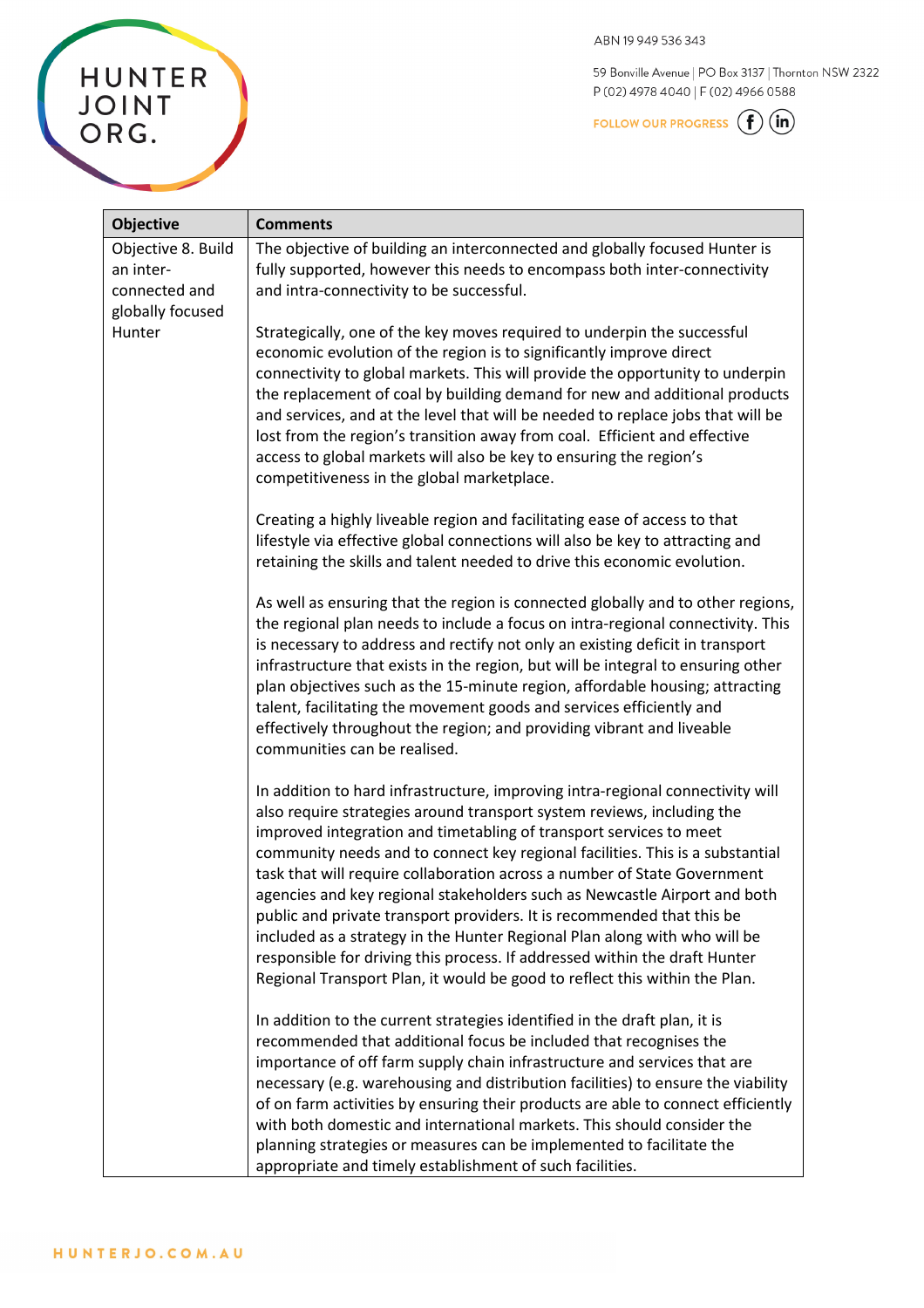| Objective | Comments |
|---|---|
| Objective 8. Build an inter-connected and globally focused Hunter | The objective of building an interconnected and globally focused Hunter is fully supported, however this needs to encompass both inter-connectivity and intra-connectivity to be successful.<br><br>Strategically, one of the key moves required to underpin the successful economic evolution of the region is to significantly improve direct connectivity to global markets. This will provide the opportunity to underpin the replacement of coal by building demand for new and additional products and services, and at the level that will be needed to replace jobs that will be lost from the region's transition away from coal. Efficient and effective access to global markets will also be key to ensuring the region's competitiveness in the global marketplace.<br><br>Creating a highly liveable region and facilitating ease of access to that lifestyle via effective global connections will also be key to attracting and retaining the skills and talent needed to drive this economic evolution.<br><br>As well as ensuring that the region is connected globally and to other regions, the regional plan needs to include a focus on intra-regional connectivity. This is necessary to address and rectify not only an existing deficit in transport infrastructure that exists in the region, but will be integral to ensuring other plan objectives such as the 15-minute region, affordable housing; attracting talent, facilitating the movement goods and services efficiently and effectively throughout the region; and providing vibrant and liveable communities can be realised.<br><br>In addition to hard infrastructure, improving intra-regional connectivity will also require strategies around transport system reviews, including the improved integration and timetabling of transport services to meet community needs and to connect key regional facilities. This is a substantial task that will require collaboration across a number of State Government agencies and key regional stakeholders such as Newcastle Airport and both public and private transport providers. It is recommended that this be included as a strategy in the Hunter Regional Plan along with who will be responsible for driving this process. If addressed within the draft Hunter Regional Transport Plan, it would be good to reflect this within the Plan.<br><br>In addition to the current strategies identified in the draft plan, it is recommended that additional focus be included that recognises the importance of off farm supply chain infrastructure and services that are necessary (e.g. warehousing and distribution facilities) to ensure the viability of on farm activities by ensuring their products are able to connect efficiently with both domestic and international markets. This should consider the planning strategies or measures can be implemented to facilitate the appropriate and timely establishment of such facilities. |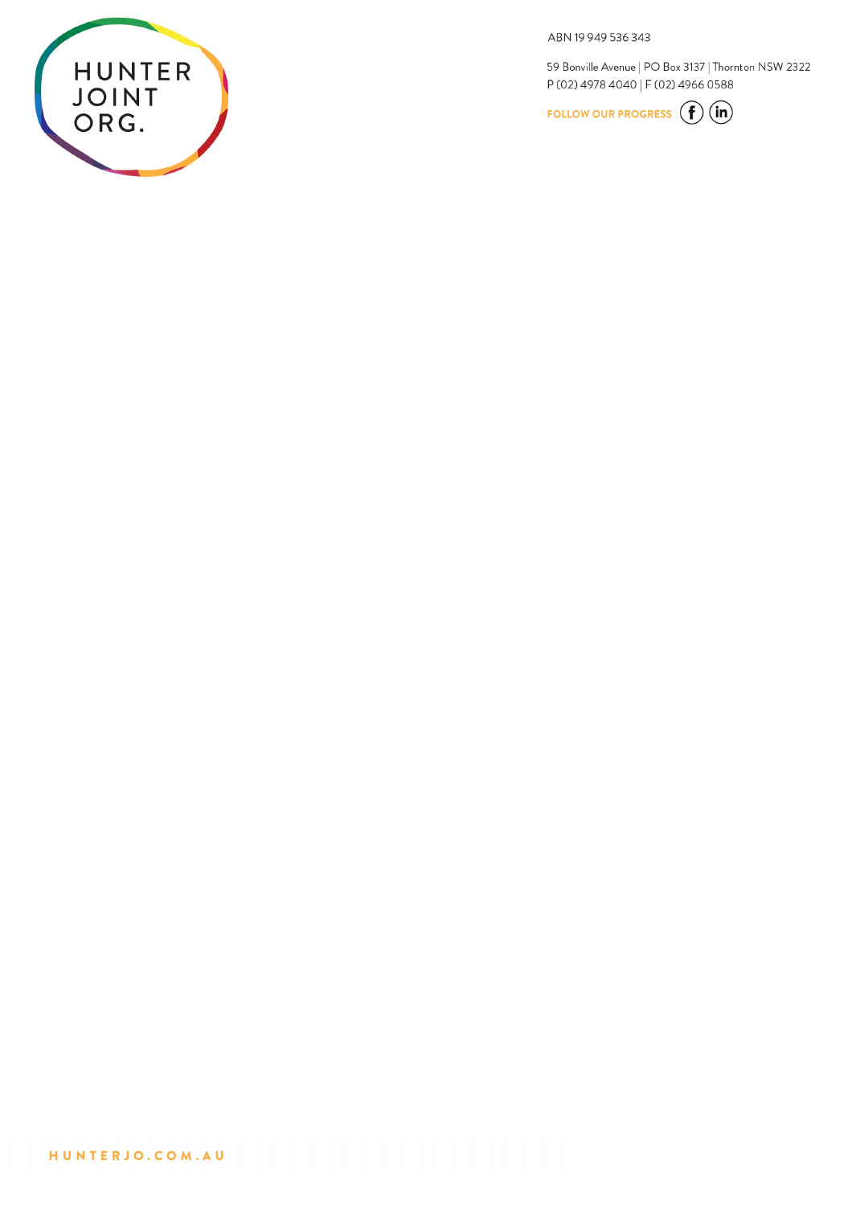HUNTER JOINT ORG.

ABN 19 949 536 343

59 Bonville Avenue | PO Box 3137 | Thornton NSW 2322
P (02) 4978 4040 | F (02) 4966 0588

FOLLOW OUR PROGRESS

HUNTERJO.COM.AU